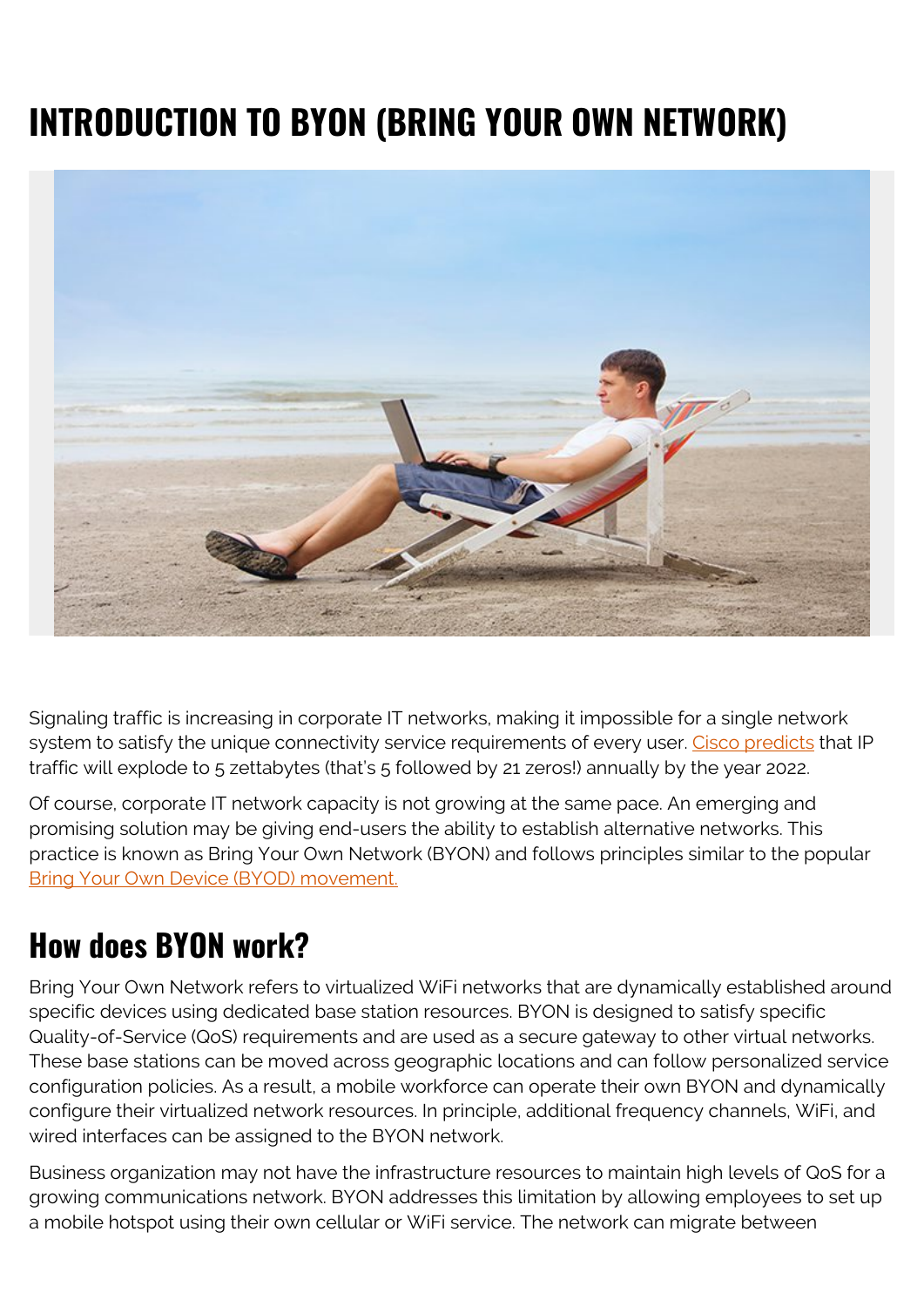# INTRODUCTION TO BYON (BRING YOUR OWN NETWORK)

Signaling traffic is increasing in corporate IT networks, making it impossible for a single network system to satisfy the unique connectivity service requirements of every user. Cisco predicts that IP traffic will explode to 5 zettabytes (that's 5 followed by 21 zeros!) annually by the year 2022.

Of course, corporate IT network capacity is not growing at the same pace. An emerging and promising solution may be giving end-users the ability to establish alternative networks. This practice is known as Bring Your Own Network (BYON) and follows principles similar to the popular Bring Your Own Device (BYOD) movement.

## How does BYON work?

Bring Your Own Network refers to virtualized WiFi networks that are dynamically established around specific devices using dedicated base station resources. BYON is designed to satisfy specific Quality-of-Service (QoS) requirements and are used as a secure gateway to other virtual networks. These base stations can be moved across geographic locations and can follow personalized service configuration policies. As a result, a mobile workforce can operate their own BYON and dynamically configure their virtualized network resources. In principle, additional frequency channels, WiFi, and wired interfaces can be assigned to the BYON network.

Business organization may not have the infrastructure resources to maintain high levels of QoS for a growing communications network. BYON addresses this limitation by allowing employees to set up a mobile hotspot using their own cellular or WiFi service. The network can migrate between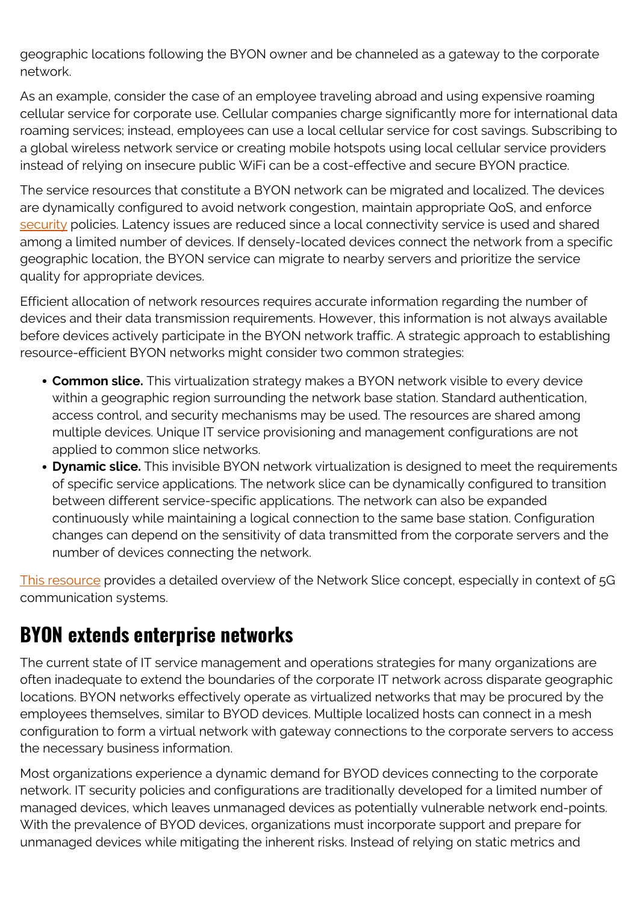geographic locations following the BYON owner and be channeled as a gateway to the corporate network.

As an example, consider the case of an employee traveling abroad and using expensive roaming cellular service for corporate use. Cellular companies charge significantly more for international data roaming services; instead, employees can use a local cellular service for cost savings. Subscribing to a global wireless network service or creating mobile hotspots using local cellular service providers instead of relying on insecure public WiFi can be a cost-effective and secure BYON practice.

The service resources that constitute a BYON network can be migrated and localized. The devices are dynamically configured to avoid network congestion, maintain appropriate QoS, and enforce security policies. Latency issues are reduced since a local connectivity service is used and shared among a limited number of devices. If densely-located devices connect the network from a specific geographic location, the BYON service can migrate to nearby servers and prioritize the service quality for appropriate devices.

Efficient allocation of network resources requires accurate information regarding the number of devices and their data transmission requirements. However, this information is not always available before devices actively participate in the BYON network traffic. A strategic approach to establishing resource-efficient BYON networks might consider two common strategies:

- **Common slice.** This virtualization strategy makes a BYON network visible to every device within a geographic region surrounding the network base station. Standard authentication, access control, and security mechanisms may be used. The resources are shared among multiple devices. Unique IT service provisioning and management configurations are not applied to common slice networks.
- **Dynamic slice.** This invisible BYON network virtualization is designed to meet the requirements of specific service applications. The network slice can be dynamically configured to transition between different service-specific applications. The network can also be expanded continuously while maintaining a logical connection to the same base station. Configuration changes can depend on the sensitivity of data transmitted from the corporate servers and the number of devices connecting the network.

This resource provides a detailed overview of the Network Slice concept, especially in context of 5G communication systems.

## BYON extends enterprise networks

The current state of IT service management and operations strategies for many organizations are often inadequate to extend the boundaries of the corporate IT network across disparate geographic locations. BYON networks effectively operate as virtualized networks that may be procured by the employees themselves, similar to BYOD devices. Multiple localized hosts can connect in a mesh configuration to form a virtual network with gateway connections to the corporate servers to access the necessary business information.

Most organizations experience a dynamic demand for BYOD devices connecting to the corporate network. IT security policies and configurations are traditionally developed for a limited number of managed devices, which leaves unmanaged devices as potentially vulnerable network end-points. With the prevalence of BYOD devices, organizations must incorporate support and prepare for unmanaged devices while mitigating the inherent risks. Instead of relying on static metrics and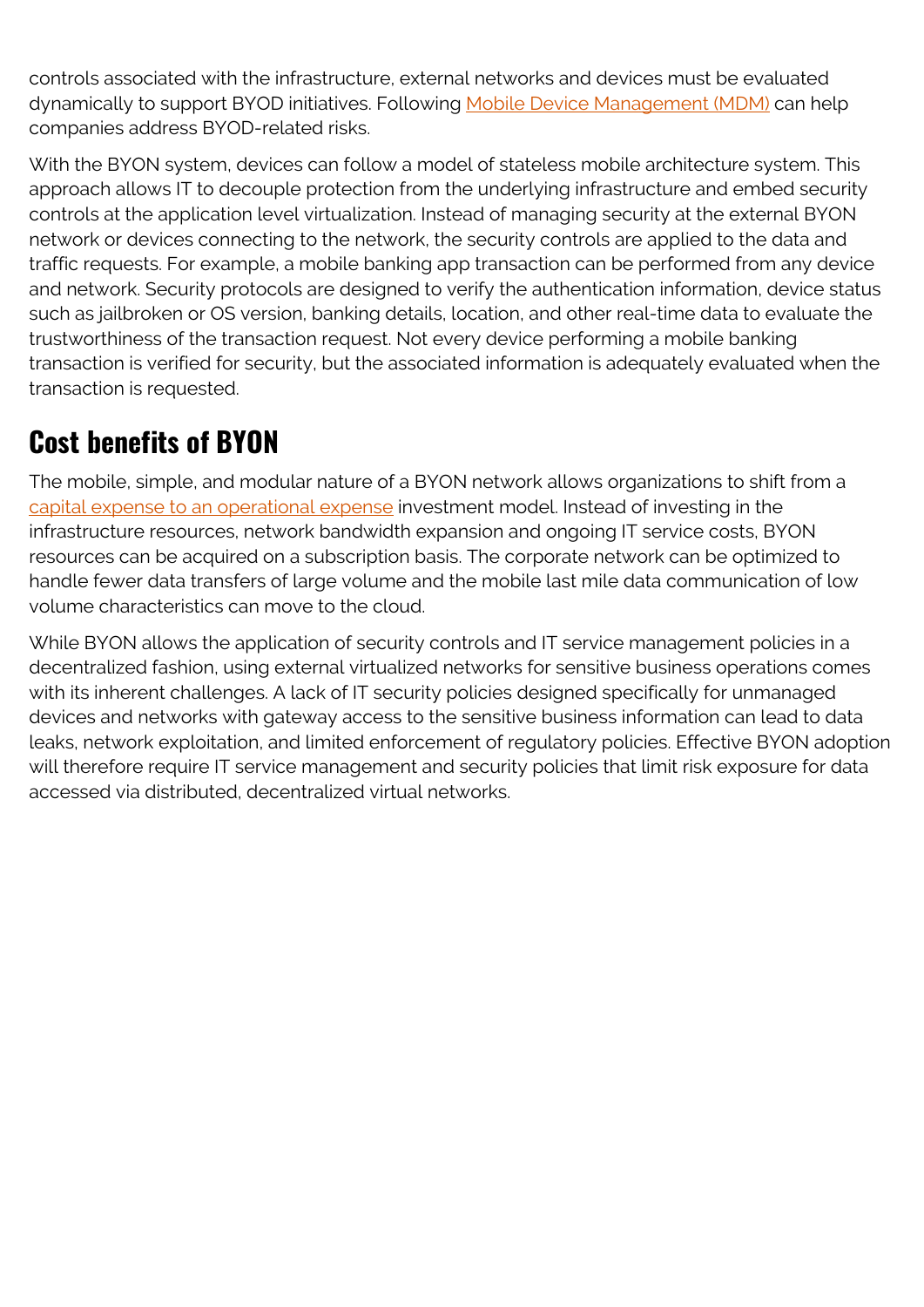controls associated with the infrastructure, external networks and devices must be evaluated dynamically to support BYOD initiatives. Following [Mobile Device Management (MDM)]() can help companies address BYOD-related risks.

With the BYON system, devices can follow a model of stateless mobile architecture system. This approach allows IT to decouple protection from the underlying infrastructure and embed security controls at the application level virtualization. Instead of managing security at the external BYON network or devices connecting to the network, the security controls are applied to the data and traffic requests. For example, a mobile banking app transaction can be performed from any device and network. Security protocols are designed to verify the authentication information, device status such as jailbroken or OS version, banking details, location, and other real-time data to evaluate the trustworthiness of the transaction request. Not every device performing a mobile banking transaction is verified for security, but the associated information is adequately evaluated when the transaction is requested.

## Cost benefits of BYON

The mobile, simple, and modular nature of a BYON network allows organizations to shift from a [capital expense to an operational expense]() investment model. Instead of investing in the infrastructure resources, network bandwidth expansion and ongoing IT service costs, BYON resources can be acquired on a subscription basis. The corporate network can be optimized to handle fewer data transfers of large volume and the mobile last mile data communication of low volume characteristics can move to the cloud.

While BYON allows the application of security controls and IT service management policies in a decentralized fashion, using external virtualized networks for sensitive business operations comes with its inherent challenges. A lack of IT security policies designed specifically for unmanaged devices and networks with gateway access to the sensitive business information can lead to data leaks, network exploitation, and limited enforcement of regulatory policies. Effective BYON adoption will therefore require IT service management and security policies that limit risk exposure for data accessed via distributed, decentralized virtual networks.